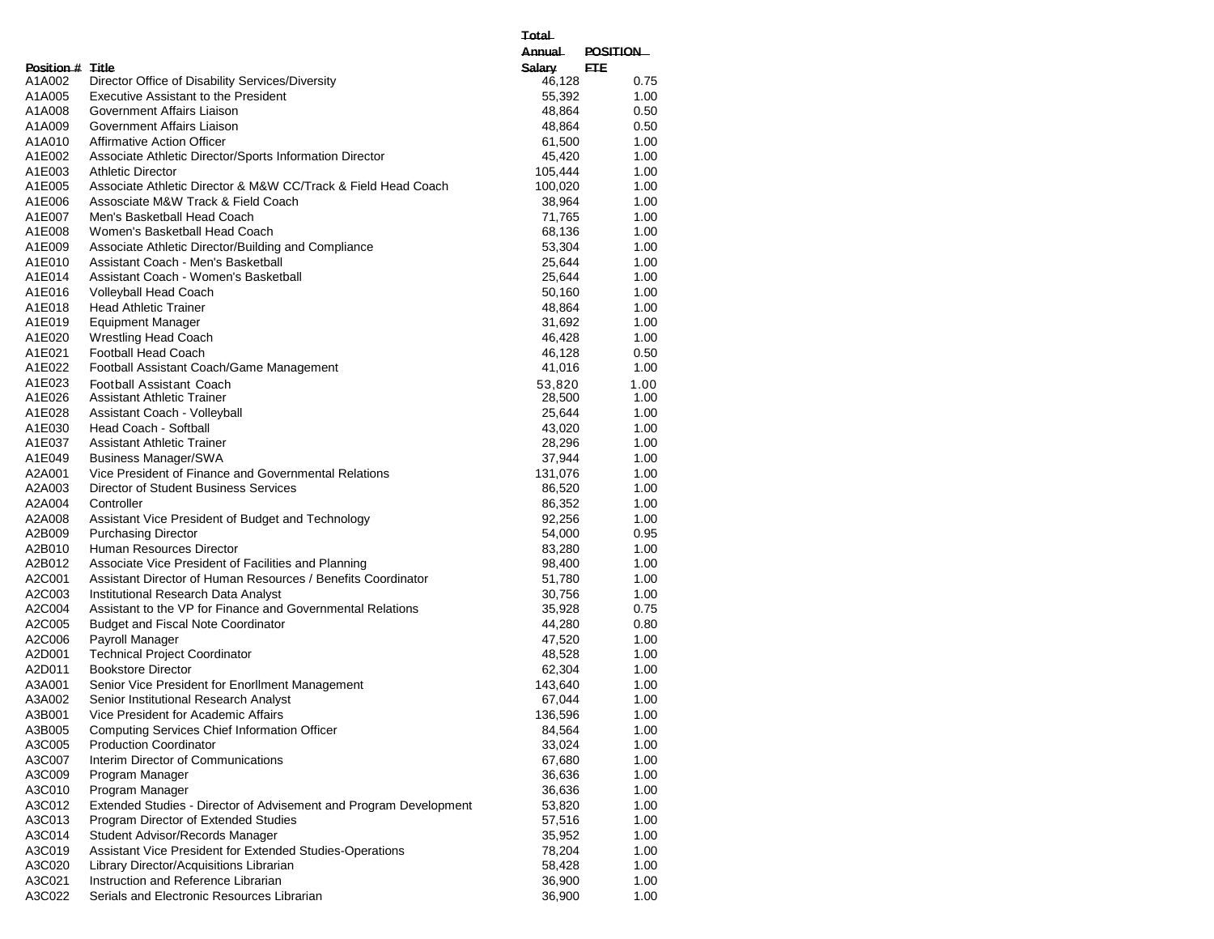| Position # | Title | Total Annual Salary | POSITION FTE |
|---|---|---|---|
| A1A002 | Director Office of Disability Services/Diversity | 46,128 | 0.75 |
| A1A005 | Executive Assistant to the President | 55,392 | 1.00 |
| A1A008 | Government Affairs Liaison | 48,864 | 0.50 |
| A1A009 | Government Affairs Liaison | 48,864 | 0.50 |
| A1A010 | Affirmative Action Officer | 61,500 | 1.00 |
| A1E002 | Associate Athletic Director/Sports Information Director | 45,420 | 1.00 |
| A1E003 | Athletic Director | 105,444 | 1.00 |
| A1E005 | Associate Athletic Director & M&W CC/Track & Field Head Coach | 100,020 | 1.00 |
| A1E006 | Assosciate M&W Track & Field Coach | 38,964 | 1.00 |
| A1E007 | Men's Basketball Head Coach | 71,765 | 1.00 |
| A1E008 | Women's Basketball Head Coach | 68,136 | 1.00 |
| A1E009 | Associate Athletic Director/Building and Compliance | 53,304 | 1.00 |
| A1E010 | Assistant Coach - Men's Basketball | 25,644 | 1.00 |
| A1E014 | Assistant Coach - Women's Basketball | 25,644 | 1.00 |
| A1E016 | Volleyball Head Coach | 50,160 | 1.00 |
| A1E018 | Head Athletic Trainer | 48,864 | 1.00 |
| A1E019 | Equipment Manager | 31,692 | 1.00 |
| A1E020 | Wrestling Head Coach | 46,428 | 1.00 |
| A1E021 | Football Head Coach | 46,128 | 0.50 |
| A1E022 | Football Assistant Coach/Game Management | 41,016 | 1.00 |
| A1E023 | Football Assistant Coach | 53,820 | 1.00 |
| A1E026 | Assistant Athletic Trainer | 28,500 | 1.00 |
| A1E028 | Assistant Coach - Volleyball | 25,644 | 1.00 |
| A1E030 | Head Coach - Softball | 43,020 | 1.00 |
| A1E037 | Assistant Athletic Trainer | 28,296 | 1.00 |
| A1E049 | Business Manager/SWA | 37,944 | 1.00 |
| A2A001 | Vice President of Finance and Governmental Relations | 131,076 | 1.00 |
| A2A003 | Director of Student Business Services | 86,520 | 1.00 |
| A2A004 | Controller | 86,352 | 1.00 |
| A2A008 | Assistant Vice President of Budget and Technology | 92,256 | 1.00 |
| A2B009 | Purchasing Director | 54,000 | 0.95 |
| A2B010 | Human Resources Director | 83,280 | 1.00 |
| A2B012 | Associate Vice President of Facilities and Planning | 98,400 | 1.00 |
| A2C001 | Assistant Director of Human Resources / Benefits Coordinator | 51,780 | 1.00 |
| A2C003 | Institutional Research Data Analyst | 30,756 | 1.00 |
| A2C004 | Assistant to the VP for Finance and Governmental Relations | 35,928 | 0.75 |
| A2C005 | Budget and Fiscal Note Coordinator | 44,280 | 0.80 |
| A2C006 | Payroll Manager | 47,520 | 1.00 |
| A2D001 | Technical Project Coordinator | 48,528 | 1.00 |
| A2D011 | Bookstore Director | 62,304 | 1.00 |
| A3A001 | Senior Vice President for Enorllment Management | 143,640 | 1.00 |
| A3A002 | Senior Institutional Research Analyst | 67,044 | 1.00 |
| A3B001 | Vice President for Academic Affairs | 136,596 | 1.00 |
| A3B005 | Computing Services Chief Information Officer | 84,564 | 1.00 |
| A3C005 | Production Coordinator | 33,024 | 1.00 |
| A3C007 | Interim Director of Communications | 67,680 | 1.00 |
| A3C009 | Program Manager | 36,636 | 1.00 |
| A3C010 | Program Manager | 36,636 | 1.00 |
| A3C012 | Extended Studies - Director of Advisement and Program Development | 53,820 | 1.00 |
| A3C013 | Program Director of Extended Studies | 57,516 | 1.00 |
| A3C014 | Student Advisor/Records Manager | 35,952 | 1.00 |
| A3C019 | Assistant Vice President for Extended Studies-Operations | 78,204 | 1.00 |
| A3C020 | Library Director/Acquisitions Librarian | 58,428 | 1.00 |
| A3C021 | Instruction and Reference Librarian | 36,900 | 1.00 |
| A3C022 | Serials and Electronic Resources Librarian | 36,900 | 1.00 |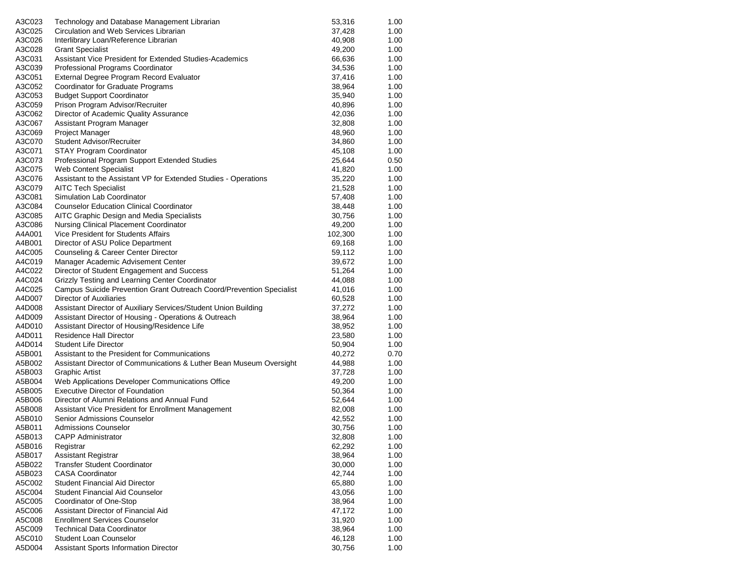| | | | |
|---|---|---|---|
| A3C023 | Technology and Database Management Librarian | 53,316 | 1.00 |
| A3C025 | Circulation and Web Services Librarian | 37,428 | 1.00 |
| A3C026 | Interlibrary Loan/Reference Librarian | 40,908 | 1.00 |
| A3C028 | Grant Specialist | 49,200 | 1.00 |
| A3C031 | Assistant Vice President for Extended Studies-Academics | 66,636 | 1.00 |
| A3C039 | Professional Programs Coordinator | 34,536 | 1.00 |
| A3C051 | External Degree Program Record Evaluator | 37,416 | 1.00 |
| A3C052 | Coordinator for Graduate Programs | 38,964 | 1.00 |
| A3C053 | Budget Support Coordinator | 35,940 | 1.00 |
| A3C059 | Prison Program Advisor/Recruiter | 40,896 | 1.00 |
| A3C062 | Director of Academic Quality Assurance | 42,036 | 1.00 |
| A3C067 | Assistant Program Manager | 32,808 | 1.00 |
| A3C069 | Project Manager | 48,960 | 1.00 |
| A3C070 | Student Advisor/Recruiter | 34,860 | 1.00 |
| A3C071 | STAY Program Coordinator | 45,108 | 1.00 |
| A3C073 | Professional Program Support Extended Studies | 25,644 | 0.50 |
| A3C075 | Web Content Specialist | 41,820 | 1.00 |
| A3C076 | Assistant to the Assistant VP for Extended Studies - Operations | 35,220 | 1.00 |
| A3C079 | AITC Tech Specialist | 21,528 | 1.00 |
| A3C081 | Simulation Lab Coordinator | 57,408 | 1.00 |
| A3C084 | Counselor Education Clinical Coordinator | 38,448 | 1.00 |
| A3C085 | AITC Graphic Design and Media Specialists | 30,756 | 1.00 |
| A3C086 | Nursing Clinical Placement Coordinator | 49,200 | 1.00 |
| A4A001 | Vice President for Students Affairs | 102,300 | 1.00 |
| A4B001 | Director of ASU Police Department | 69,168 | 1.00 |
| A4C005 | Counseling & Career Center Director | 59,112 | 1.00 |
| A4C019 | Manager Academic Advisement Center | 39,672 | 1.00 |
| A4C022 | Director of Student Engagement and Success | 51,264 | 1.00 |
| A4C024 | Grizzly Testing and Learning Center Coordinator | 44,088 | 1.00 |
| A4C025 | Campus Suicide Prevention Grant Outreach Coord/Prevention Specialist | 41,016 | 1.00 |
| A4D007 | Director of Auxiliaries | 60,528 | 1.00 |
| A4D008 | Assistant Director of Auxiliary Services/Student Union Building | 37,272 | 1.00 |
| A4D009 | Assistant Director of Housing - Operations & Outreach | 38,964 | 1.00 |
| A4D010 | Assistant Director of Housing/Residence Life | 38,952 | 1.00 |
| A4D011 | Residence Hall Director | 23,580 | 1.00 |
| A4D014 | Student Life Director | 50,904 | 1.00 |
| A5B001 | Assistant to the President for Communications | 40,272 | 0.70 |
| A5B002 | Assistant Director of Communications & Luther Bean Museum Oversight | 44,988 | 1.00 |
| A5B003 | Graphic Artist | 37,728 | 1.00 |
| A5B004 | Web Applications Developer Communications Office | 49,200 | 1.00 |
| A5B005 | Executive Director of Foundation | 50,364 | 1.00 |
| A5B006 | Director of Alumni Relations and Annual Fund | 52,644 | 1.00 |
| A5B008 | Assistant Vice President for Enrollment Management | 82,008 | 1.00 |
| A5B010 | Senior Admissions Counselor | 42,552 | 1.00 |
| A5B011 | Admissions Counselor | 30,756 | 1.00 |
| A5B013 | CAPP Administrator | 32,808 | 1.00 |
| A5B016 | Registrar | 62,292 | 1.00 |
| A5B017 | Assistant Registrar | 38,964 | 1.00 |
| A5B022 | Transfer Student Coordinator | 30,000 | 1.00 |
| A5B023 | CASA Coordinator | 42,744 | 1.00 |
| A5C002 | Student Financial Aid Director | 65,880 | 1.00 |
| A5C004 | Student Financial Aid Counselor | 43,056 | 1.00 |
| A5C005 | Coordinator of One-Stop | 38,964 | 1.00 |
| A5C006 | Assistant Director of Financial Aid | 47,172 | 1.00 |
| A5C008 | Enrollment Services Counselor | 31,920 | 1.00 |
| A5C009 | Technical Data Coordinator | 38,964 | 1.00 |
| A5C010 | Student Loan Counselor | 46,128 | 1.00 |
| A5D004 | Assistant Sports Information Director | 30,756 | 1.00 |